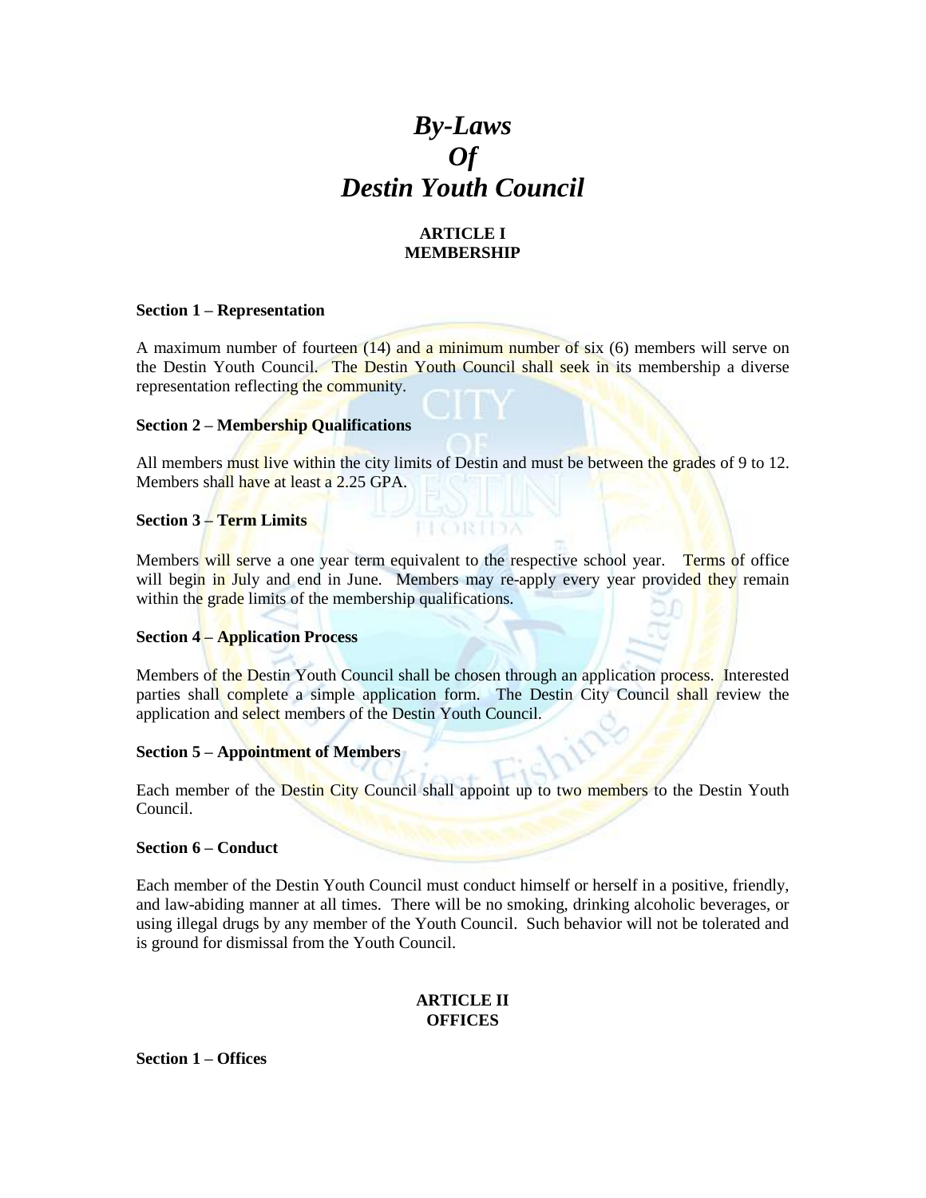# *By-Laws Of Destin Youth Council*

## ARTICLE I MEMBERSHIP

**Section 1 – Representation**

A maximum number of fourteen (14) and a minimum number of six (6) members will serve on the Destin Youth Council. The Destin Youth Council shall seek in its membership a diverse representation reflecting the community.

**Section 2 – Membership Qualifications**

All members must live within the city limits of Destin and must be between the grades of 9 to 12. Members shall have at least a 2.25 GPA.

**Section 3 – Term Limits**

Members will serve a one year term equivalent to the respective school year. Terms of office will begin in July and end in June. Members may re-apply every year provided they remain within the grade limits of the membership qualifications.

**Section 4 – Application Process**

Members of the Destin Youth Council shall be chosen through an application process. Interested parties shall complete a simple application form. The Destin City Council shall review the application and select members of the Destin Youth Council.

**Section 5 – Appointment of Members**

Each member of the Destin City Council shall appoint up to two members to the Destin Youth Council.

**Section 6 – Conduct**

Each member of the Destin Youth Council must conduct himself or herself in a positive, friendly, and law-abiding manner at all times. There will be no smoking, drinking alcoholic beverages, or using illegal drugs by any member of the Youth Council. Such behavior will not be tolerated and is ground for dismissal from the Youth Council.

## ARTICLE II OFFICES

**Section 1 – Offices**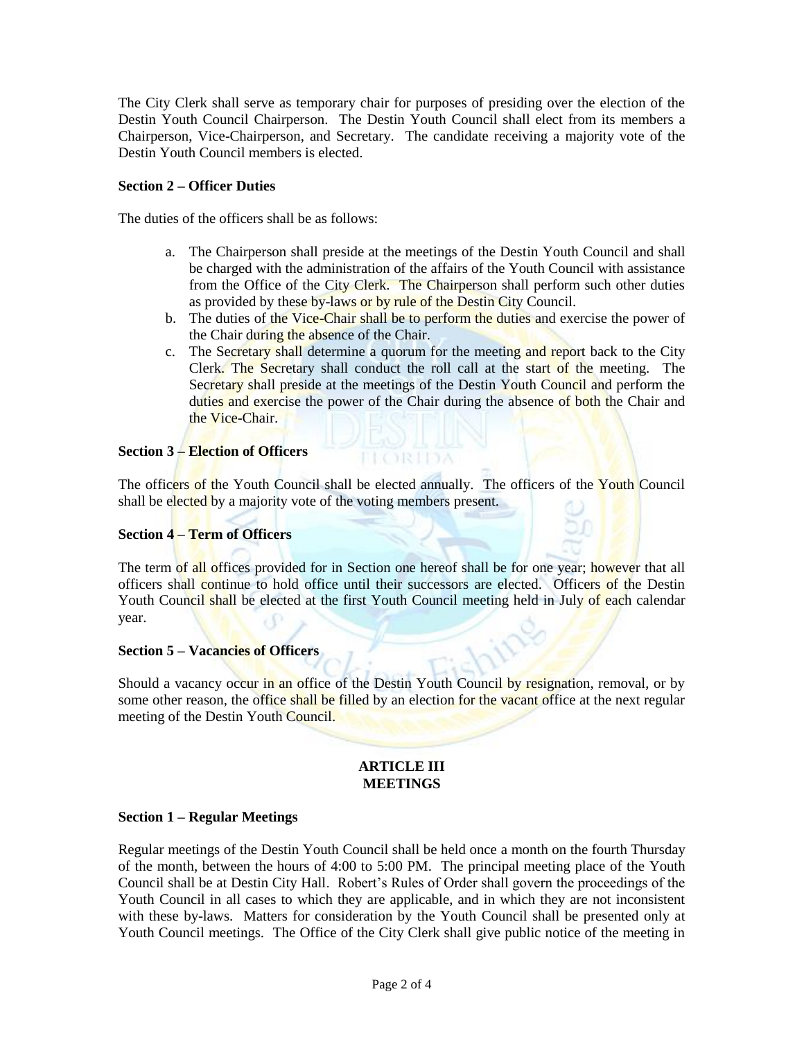The City Clerk shall serve as temporary chair for purposes of presiding over the election of the Destin Youth Council Chairperson. The Destin Youth Council shall elect from its members a Chairperson, Vice-Chairperson, and Secretary. The candidate receiving a majority vote of the Destin Youth Council members is elected.

**Section 2 – Officer Duties**

The duties of the officers shall be as follows:

a. The Chairperson shall preside at the meetings of the Destin Youth Council and shall be charged with the administration of the affairs of the Youth Council with assistance from the Office of the City Clerk. The Chairperson shall perform such other duties as provided by these by-laws or by rule of the Destin City Council.
b. The duties of the Vice-Chair shall be to perform the duties and exercise the power of the Chair during the absence of the Chair.
c. The Secretary shall determine a quorum for the meeting and report back to the City Clerk. The Secretary shall conduct the roll call at the start of the meeting. The Secretary shall preside at the meetings of the Destin Youth Council and perform the duties and exercise the power of the Chair during the absence of both the Chair and the Vice-Chair.

**Section 3 – Election of Officers**

The officers of the Youth Council shall be elected annually. The officers of the Youth Council shall be elected by a majority vote of the voting members present.

**Section 4 – Term of Officers**

The term of all offices provided for in Section one hereof shall be for one year; however that all officers shall continue to hold office until their successors are elected. Officers of the Destin Youth Council shall be elected at the first Youth Council meeting held in July of each calendar year.

**Section 5 – Vacancies of Officers**

Should a vacancy occur in an office of the Destin Youth Council by resignation, removal, or by some other reason, the office shall be filled by an election for the vacant office at the next regular meeting of the Destin Youth Council.

## ARTICLE III
## MEETINGS

**Section 1 – Regular Meetings**

Regular meetings of the Destin Youth Council shall be held once a month on the fourth Thursday of the month, between the hours of 4:00 to 5:00 PM. The principal meeting place of the Youth Council shall be at Destin City Hall. Robert's Rules of Order shall govern the proceedings of the Youth Council in all cases to which they are applicable, and in which they are not inconsistent with these by-laws. Matters for consideration by the Youth Council shall be presented only at Youth Council meetings. The Office of the City Clerk shall give public notice of the meeting in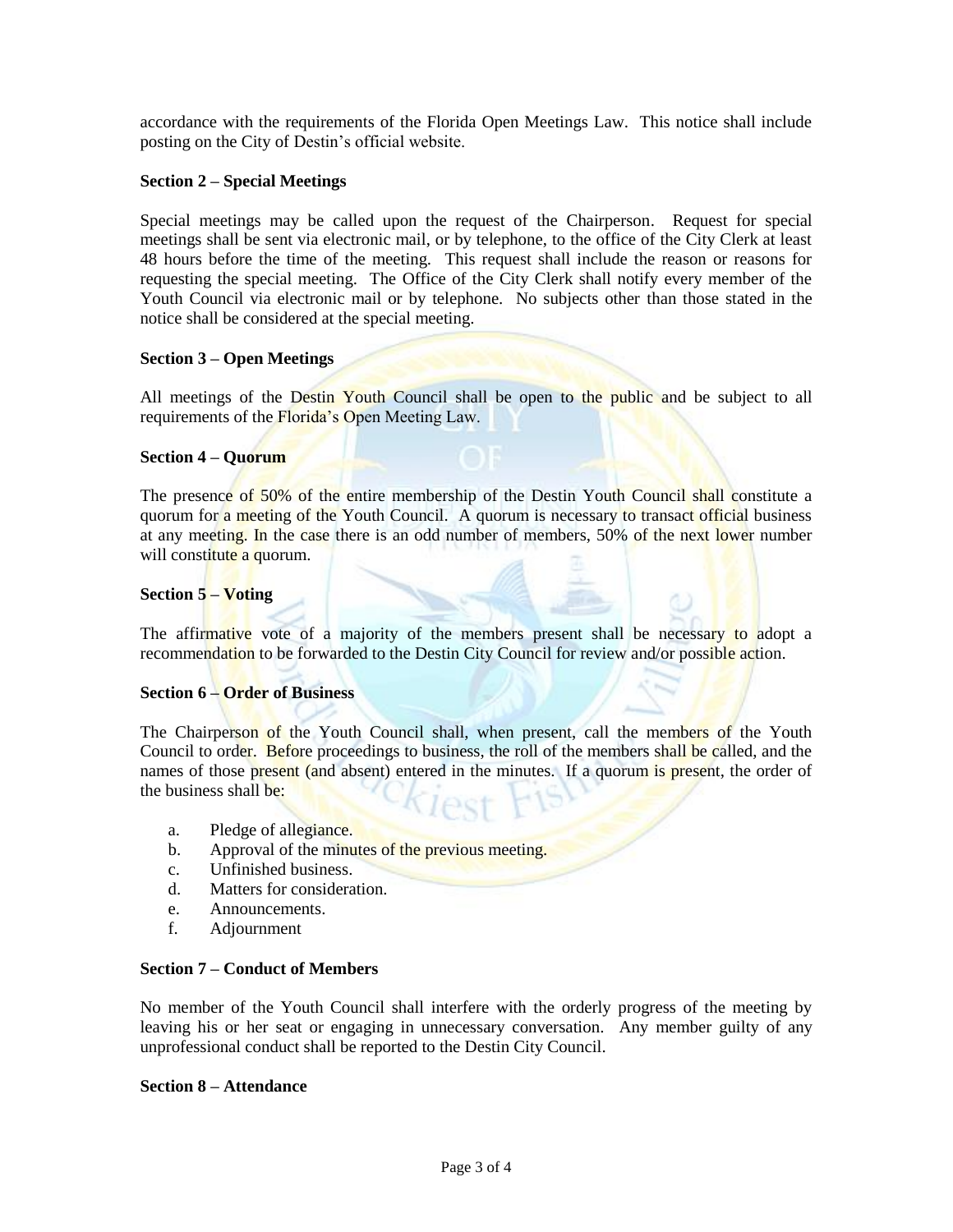accordance with the requirements of the Florida Open Meetings Law. This notice shall include posting on the City of Destin's official website.

**Section 2 – Special Meetings**

Special meetings may be called upon the request of the Chairperson. Request for special meetings shall be sent via electronic mail, or by telephone, to the office of the City Clerk at least 48 hours before the time of the meeting. This request shall include the reason or reasons for requesting the special meeting. The Office of the City Clerk shall notify every member of the Youth Council via electronic mail or by telephone. No subjects other than those stated in the notice shall be considered at the special meeting.

**Section 3 – Open Meetings**

All meetings of the Destin Youth Council shall be open to the public and be subject to all requirements of the Florida's Open Meeting Law.

**Section 4 – Quorum**

The presence of 50% of the entire membership of the Destin Youth Council shall constitute a quorum for a meeting of the Youth Council. A quorum is necessary to transact official business at any meeting. In the case there is an odd number of members, 50% of the next lower number will constitute a quorum.

**Section 5 – Voting**

The affirmative vote of a majority of the members present shall be necessary to adopt a recommendation to be forwarded to the Destin City Council for review and/or possible action.

**Section 6 – Order of Business**

The Chairperson of the Youth Council shall, when present, call the members of the Youth Council to order. Before proceedings to business, the roll of the members shall be called, and the names of those present (and absent) entered in the minutes. If a quorum is present, the order of the business shall be:

a. Pledge of allegiance.
b. Approval of the minutes of the previous meeting.
c. Unfinished business.
d. Matters for consideration.
e. Announcements.
f. Adjournment

**Section 7 – Conduct of Members**

No member of the Youth Council shall interfere with the orderly progress of the meeting by leaving his or her seat or engaging in unnecessary conversation. Any member guilty of any unprofessional conduct shall be reported to the Destin City Council.

**Section 8 – Attendance**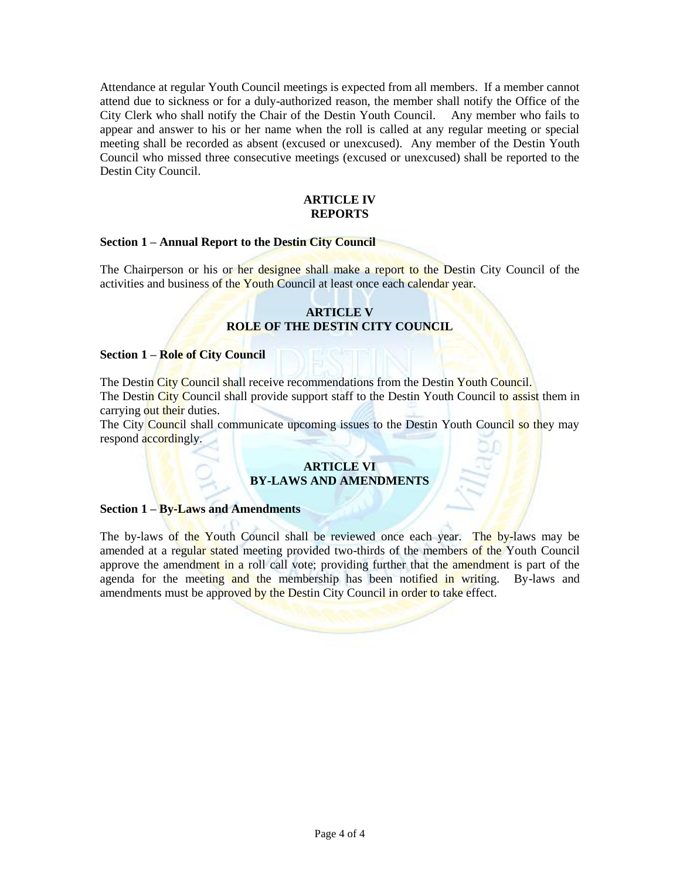Attendance at regular Youth Council meetings is expected from all members. If a member cannot attend due to sickness or for a duly-authorized reason, the member shall notify the Office of the City Clerk who shall notify the Chair of the Destin Youth Council. Any member who fails to appear and answer to his or her name when the roll is called at any regular meeting or special meeting shall be recorded as absent (excused or unexcused). Any member of the Destin Youth Council who missed three consecutive meetings (excused or unexcused) shall be reported to the Destin City Council.

## ARTICLE IV
## REPORTS

### Section 1 – Annual Report to the Destin City Council

The Chairperson or his or her designee shall make a report to the Destin City Council of the activities and business of the Youth Council at least once each calendar year.

## ARTICLE V
## ROLE OF THE DESTIN CITY COUNCIL

### Section 1 – Role of City Council

The Destin City Council shall receive recommendations from the Destin Youth Council.
The Destin City Council shall provide support staff to the Destin Youth Council to assist them in carrying out their duties.
The City Council shall communicate upcoming issues to the Destin Youth Council so they may respond accordingly.

## ARTICLE VI
## BY-LAWS AND AMENDMENTS

### Section 1 – By-Laws and Amendments

The by-laws of the Youth Council shall be reviewed once each year. The by-laws may be amended at a regular stated meeting provided two-thirds of the members of the Youth Council approve the amendment in a roll call vote; providing further that the amendment is part of the agenda for the meeting and the membership has been notified in writing. By-laws and amendments must be approved by the Destin City Council in order to take effect.